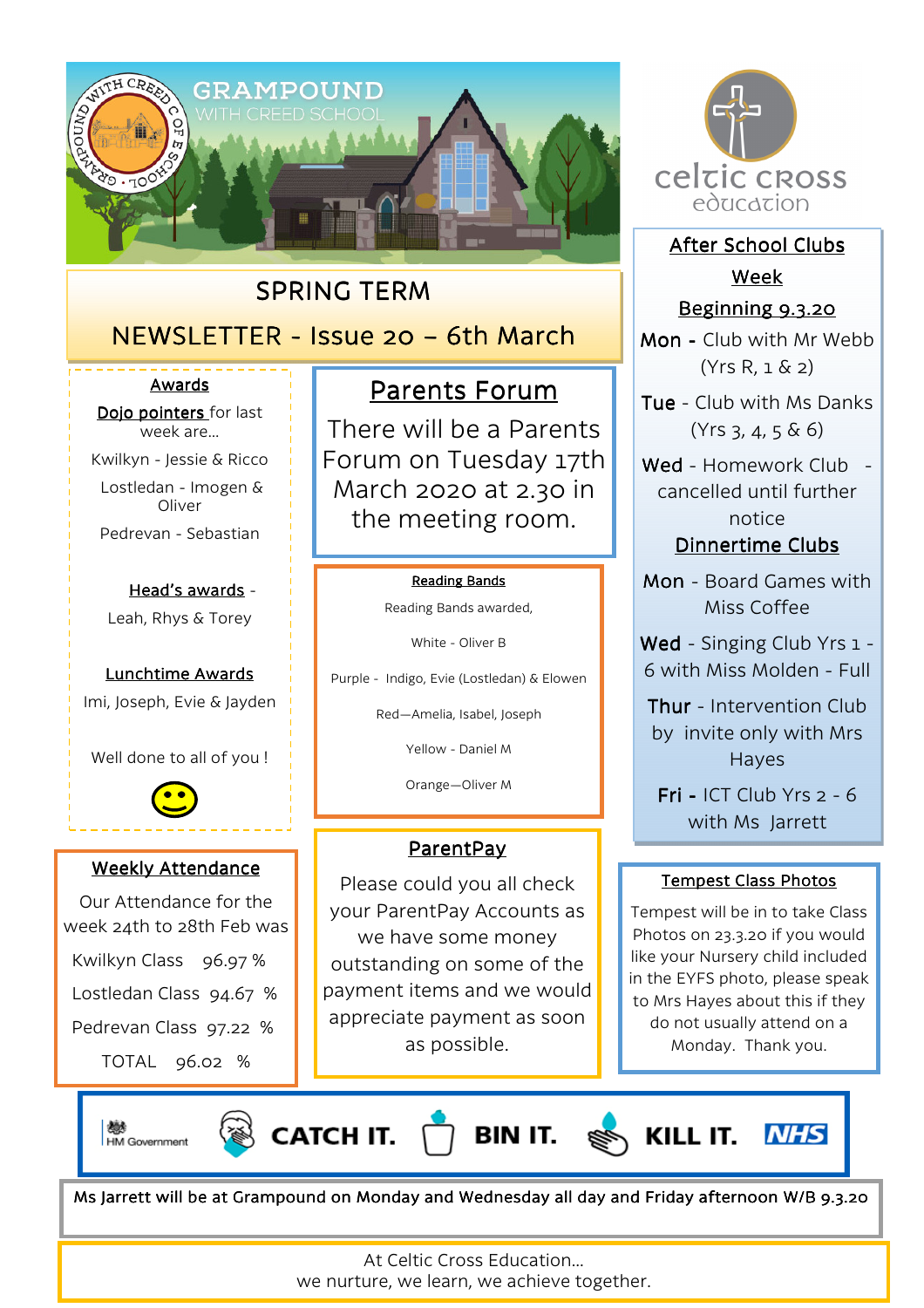# GRAMPOUND WITH CREED SCHOOL

celtic cross education

## SPRING TERM

## NEWSLETTER - Issue 20 – 6th March

### Awards

**Dojo pointers** for last week are…

Kwilkyn - Jessie & Ricco

Lostledan - Imogen & Oliver

Pedrevan - Sebastian

**Head's awards** - Leah, Rhys & Torey

**Lunchtime Awards**

Imi, Joseph, Evie & Jayden

Well done to all of you !

### Parents Forum

There will be a Parents Forum on Tuesday 17th March 2020 at 2.30 in the meeting room.

### Reading Bands

Reading Bands awarded,

White - Oliver B

Purple - Indigo, Evie (Lostledan) & Elowen

Red—Amelia, Isabel, Joseph

Yellow - Daniel M

Orange—Oliver M

### After School Clubs Week Beginning 9.3.20

**Mon** - Club with Mr Webb (Yrs R, 1 & 2)

**Tue** - Club with Ms Danks (Yrs 3, 4, 5 & 6)

**Wed** - Homework Club - cancelled until further notice

### Dinnertime Clubs

**Mon** - Board Games with Miss Coffee

**Wed** - Singing Club Yrs 1 - 6 with Miss Molden - Full

**Thur** - Intervention Club by invite only with Mrs Hayes

**Fri** - ICT Club Yrs 2 - 6 with Ms Jarrett

### Weekly Attendance

Our Attendance for the week 24th to 28th Feb was

| Class | Attendance |
|---|---|
| Kwilkyn Class | 96.97 % |
| Lostledan Class | 94.67 % |
| Pedrevan Class | 97.22 % |
| TOTAL | 96.02 % |

### ParentPay

Please could you all check your ParentPay Accounts as we have some money outstanding on some of the payment items and we would appreciate payment as soon as possible.

### Tempest Class Photos

Tempest will be in to take Class Photos on 23.3.20 if you would like your Nursery child included in the EYFS photo, please speak to Mrs Hayes about this if they do not usually attend on a Monday. Thank you.

HM Government — CATCH IT. BIN IT. KILL IT. NHS

Ms Jarrett will be at Grampound on Monday and Wednesday all day and Friday afternoon W/B 9.3.20

At Celtic Cross Education…
we nurture, we learn, we achieve together.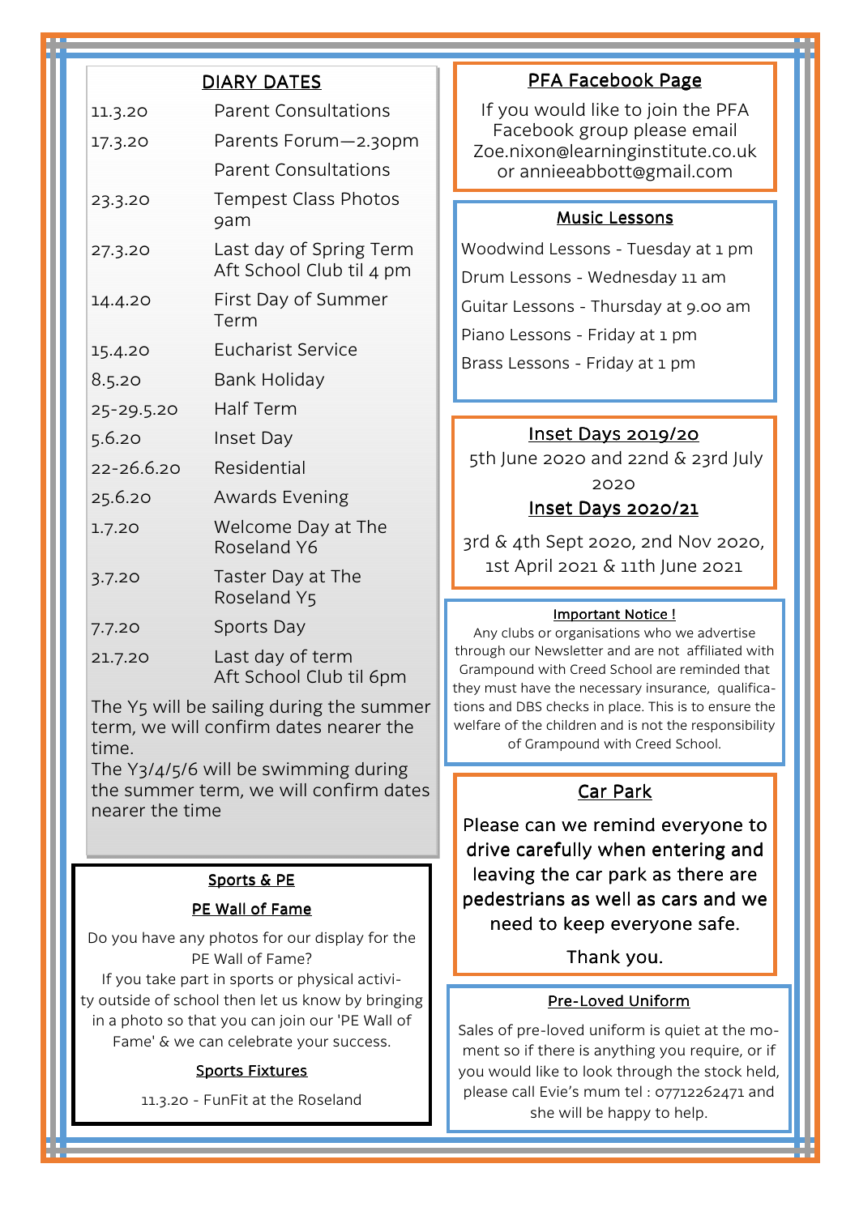## DIARY DATES

| | |
|---|---|
| 11.3.20 | Parent Consultations |
| 17.3.20 | Parents Forum—2.30pm |
| | Parent Consultations |
| 23.3.20 | Tempest Class Photos 9am |
| 27.3.20 | Last day of Spring Term<br>Aft School Club til 4 pm |
| 14.4.20 | First Day of Summer Term |
| 15.4.20 | Eucharist Service |
| 8.5.20 | Bank Holiday |
| 25-29.5.20 | Half Term |
| 5.6.20 | Inset Day |
| 22-26.6.20 | Residential |
| 25.6.20 | Awards Evening |
| 1.7.20 | Welcome Day at The Roseland Y6 |
| 3.7.20 | Taster Day at The Roseland Y5 |
| 7.7.20 | Sports Day |
| 21.7.20 | Last day of term<br>Aft School Club til 6pm |

The Y5 will be sailing during the summer term, we will confirm dates nearer the time.
The Y3/4/5/6 will be swimming during the summer term, we will confirm dates nearer the time

## Sports & PE

### PE Wall of Fame

Do you have any photos for our display for the PE Wall of Fame?
If you take part in sports or physical activity outside of school then let us know by bringing in a photo so that you can join our 'PE Wall of Fame' & we can celebrate your success.

### Sports Fixtures

11.3.20 - FunFit at the Roseland

## PFA Facebook Page

If you would like to join the PFA Facebook group please email Zoe.nixon@learninginstitute.co.uk or annieeabbott@gmail.com

## Music Lessons

Woodwind Lessons - Tuesday at 1 pm
Drum Lessons - Wednesday 11 am
Guitar Lessons - Thursday at 9.00 am
Piano Lessons - Friday at 1 pm
Brass Lessons - Friday at 1 pm

## Inset Days 2019/20

5th June 2020 and 22nd & 23rd July 2020

## Inset Days 2020/21

3rd & 4th Sept 2020, 2nd Nov 2020, 1st April 2021 & 11th June 2021

## Important Notice !

Any clubs or organisations who we advertise through our Newsletter and are not affiliated with Grampound with Creed School are reminded that they must have the necessary insurance, qualifications and DBS checks in place. This is to ensure the welfare of the children and is not the responsibility of Grampound with Creed School.

## Car Park

Please can we remind everyone to drive carefully when entering and leaving the car park as there are pedestrians as well as cars and we need to keep everyone safe.

Thank you.

## Pre-Loved Uniform

Sales of pre-loved uniform is quiet at the moment so if there is anything you require, or if you would like to look through the stock held, please call Evie's mum tel : 07712262471 and she will be happy to help.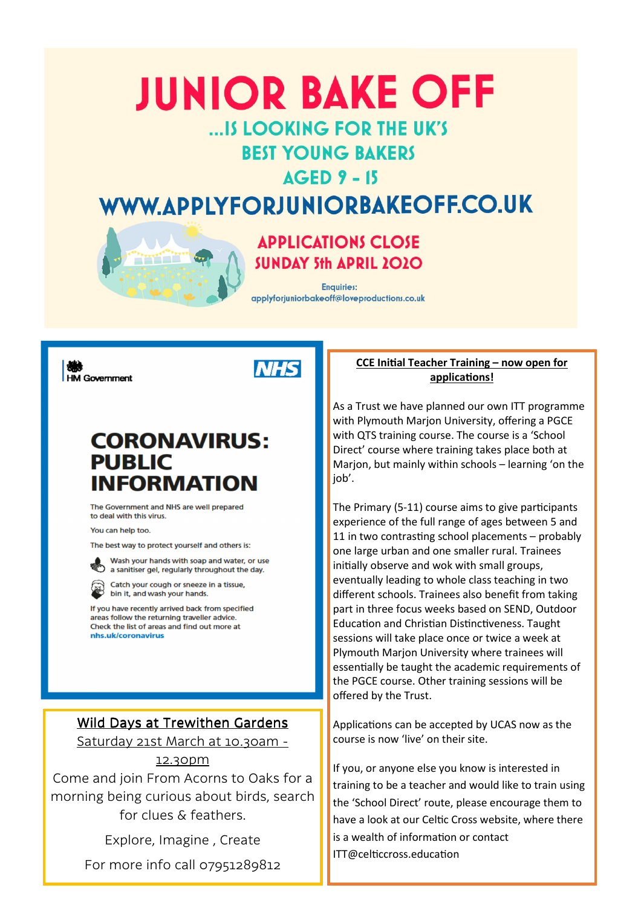# JUNIOR BAKE OFF

## ...IS LOOKING FOR THE UK'S BEST YOUNG BAKERS AGED 9 - 15

## WWW.APPLYFORJUNIORBAKEOFF.CO.UK

**APPLICATIONS CLOSE SUNDAY 5th APRIL 2020**

Enquiries:
applyforjuniorbakeoff@loveproductions.co.uk

HM Government

NHS

# CORONAVIRUS: PUBLIC INFORMATION

The Government and NHS are well prepared to deal with this virus.

You can help too.

The best way to protect yourself and others is:

- Wash your hands with soap and water, or use a sanitiser gel, regularly throughout the day.
- Catch your cough or sneeze in a tissue, bin it, and wash your hands.

If you have recently arrived back from specified areas follow the returning traveller advice. Check the list of areas and find out more at **nhs.uk/coronavirus**

## Wild Days at Trewithen Gardens

Saturday 21st March at 10.30am - 12.30pm

Come and join From Acorns to Oaks for a morning being curious about birds, search for clues & feathers.

Explore, Imagine , Create

For more info call 07951289812

## CCE Initial Teacher Training – now open for applications!

As a Trust we have planned our own ITT programme with Plymouth Marjon University, offering a PGCE with QTS training course. The course is a 'School Direct' course where training takes place both at Marjon, but mainly within schools – learning 'on the job'.

The Primary (5-11) course aims to give participants experience of the full range of ages between 5 and 11 in two contrasting school placements – probably one large urban and one smaller rural. Trainees initially observe and wok with small groups, eventually leading to whole class teaching in two different schools. Trainees also benefit from taking part in three focus weeks based on SEND, Outdoor Education and Christian Distinctiveness. Taught sessions will take place once or twice a week at Plymouth Marjon University where trainees will essentially be taught the academic requirements of the PGCE course. Other training sessions will be offered by the Trust.

Applications can be accepted by UCAS now as the course is now 'live' on their site.

If you, or anyone else you know is interested in training to be a teacher and would like to train using the 'School Direct' route, please encourage them to have a look at our Celtic Cross website, where there is a wealth of information or contact ITT@celticcross.education